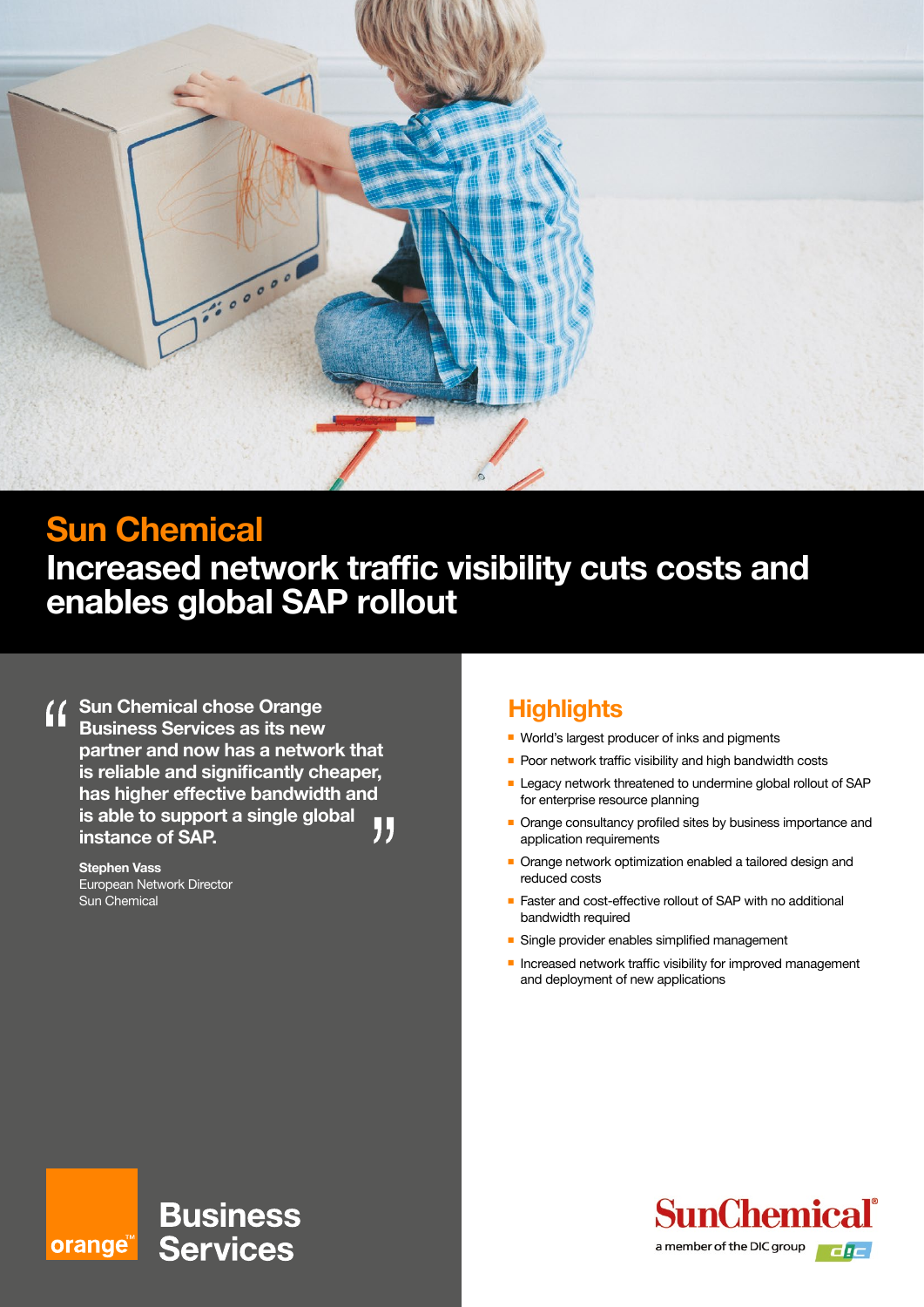# Sun Chemical

## Increased network traffic visibility cuts costs and enables global SAP rollout

> **Sun Chemical chose Orange Business Services as its new partner and now has a network that is reliable and significantly cheaper, has higher effective bandwidth and is able to support a single global instance of SAP.**

**Stephen Vass**
European Network Director
Sun Chemical

## Highlights

- World's largest producer of inks and pigments
- Poor network traffic visibility and high bandwidth costs
- Legacy network threatened to undermine global rollout of SAP for enterprise resource planning
- Orange consultancy profiled sites by business importance and application requirements
- Orange network optimization enabled a tailored design and reduced costs
- Faster and cost-effective rollout of SAP with no additional bandwidth required
- Single provider enables simplified management
- Increased network traffic visibility for improved management and deployment of new applications

orange™ Business Services

SunChemical® a member of the DIC group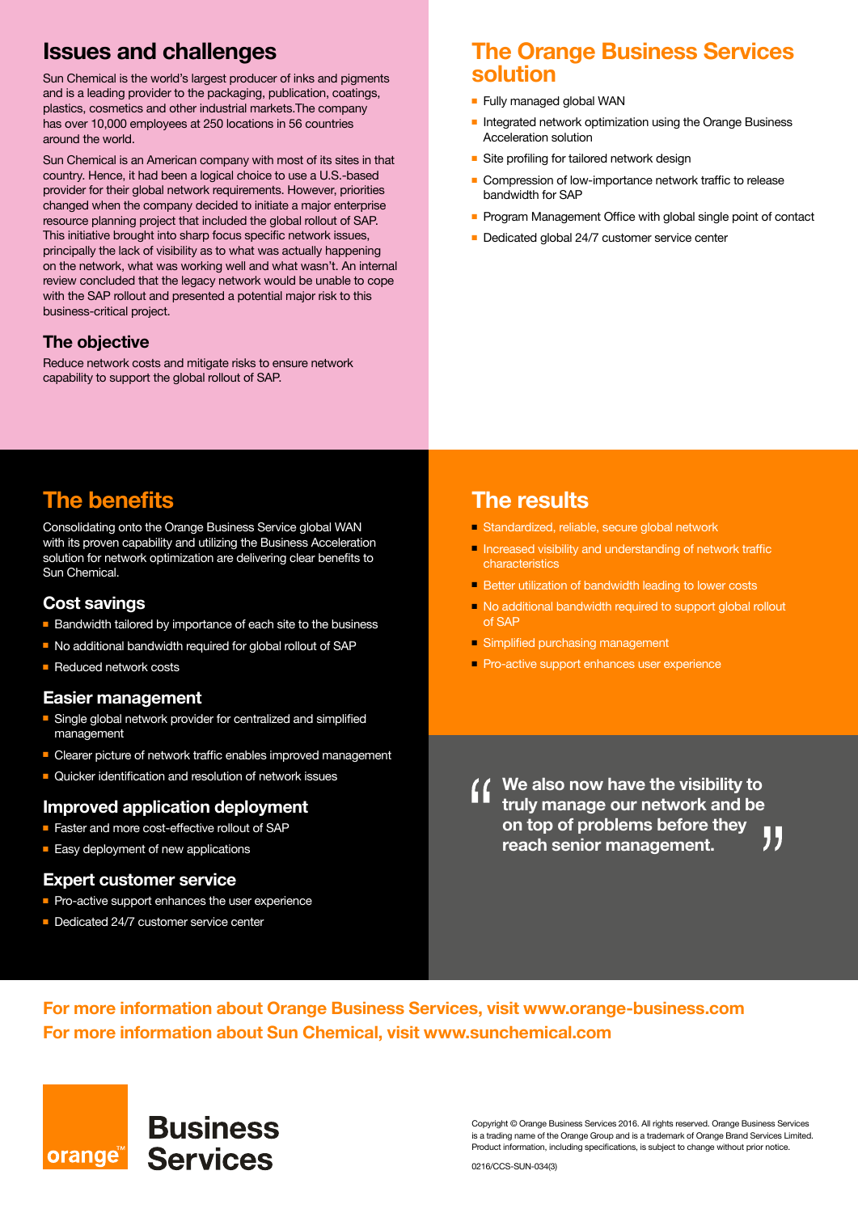## Issues and challenges

Sun Chemical is the world's largest producer of inks and pigments and is a leading provider to the packaging, publication, coatings, plastics, cosmetics and other industrial markets.The company has over 10,000 employees at 250 locations in 56 countries around the world.

Sun Chemical is an American company with most of its sites in that country. Hence, it had been a logical choice to use a U.S.-based provider for their global network requirements. However, priorities changed when the company decided to initiate a major enterprise resource planning project that included the global rollout of SAP. This initiative brought into sharp focus specific network issues, principally the lack of visibility as to what was actually happening on the network, what was working well and what wasn't. An internal review concluded that the legacy network would be unable to cope with the SAP rollout and presented a potential major risk to this business-critical project.

### The objective

Reduce network costs and mitigate risks to ensure network capability to support the global rollout of SAP.

## The Orange Business Services solution

- Fully managed global WAN
- Integrated network optimization using the Orange Business Acceleration solution
- Site profiling for tailored network design
- Compression of low-importance network traffic to release bandwidth for SAP
- Program Management Office with global single point of contact
- Dedicated global 24/7 customer service center

## The benefits

Consolidating onto the Orange Business Service global WAN with its proven capability and utilizing the Business Acceleration solution for network optimization are delivering clear benefits to Sun Chemical.

### Cost savings

- Bandwidth tailored by importance of each site to the business
- No additional bandwidth required for global rollout of SAP
- Reduced network costs

### Easier management

- Single global network provider for centralized and simplified management
- Clearer picture of network traffic enables improved management
- Quicker identification and resolution of network issues

### Improved application deployment

- Faster and more cost-effective rollout of SAP
- Easy deployment of new applications

### Expert customer service

- Pro-active support enhances the user experience
- Dedicated 24/7 customer service center

## The results

- Standardized, reliable, secure global network
- Increased visibility and understanding of network traffic characteristics
- Better utilization of bandwidth leading to lower costs
- No additional bandwidth required to support global rollout of SAP
- Simplified purchasing management
- Pro-active support enhances user experience

> **"We also now have the visibility to truly manage our network and be on top of problems before they reach senior management."**

**For more information about Orange Business Services, visit www.orange-business.com**
**For more information about Sun Chemical, visit www.sunchemical.com**

orange™ Business Services

Copyright © Orange Business Services 2016. All rights reserved. Orange Business Services is a trading name of the Orange Group and is a trademark of Orange Brand Services Limited. Product information, including specifications, is subject to change without prior notice.

0216/CCS-SUN-034(3)